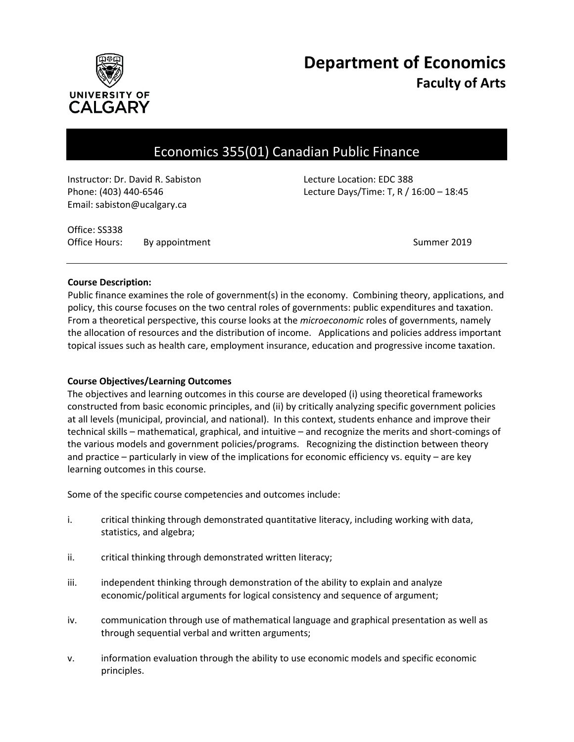# Department of Economics
## Faculty of Arts

UNIVERSITY OF CALGARY

# Economics 355(01) Canadian Public Finance

Instructor: Dr. David R. Sabiston
Phone: (403) 440-6546
Email: sabiston@ucalgary.ca

Lecture Location: EDC 388
Lecture Days/Time: T, R / 16:00 – 18:45

Office: SS338
Office Hours: By appointment

Summer 2019

---

**Course Description:**

Public finance examines the role of government(s) in the economy. Combining theory, applications, and policy, this course focuses on the two central roles of governments: public expenditures and taxation. From a theoretical perspective, this course looks at the *microeconomic* roles of governments, namely the allocation of resources and the distribution of income. Applications and policies address important topical issues such as health care, employment insurance, education and progressive income taxation.

**Course Objectives/Learning Outcomes**

The objectives and learning outcomes in this course are developed (i) using theoretical frameworks constructed from basic economic principles, and (ii) by critically analyzing specific government policies at all levels (municipal, provincial, and national). In this context, students enhance and improve their technical skills – mathematical, graphical, and intuitive – and recognize the merits and short-comings of the various models and government policies/programs. Recognizing the distinction between theory and practice – particularly in view of the implications for economic efficiency vs. equity – are key learning outcomes in this course.

Some of the specific course competencies and outcomes include:

i. critical thinking through demonstrated quantitative literacy, including working with data, statistics, and algebra;

ii. critical thinking through demonstrated written literacy;

iii. independent thinking through demonstration of the ability to explain and analyze economic/political arguments for logical consistency and sequence of argument;

iv. communication through use of mathematical language and graphical presentation as well as through sequential verbal and written arguments;

v. information evaluation through the ability to use economic models and specific economic principles.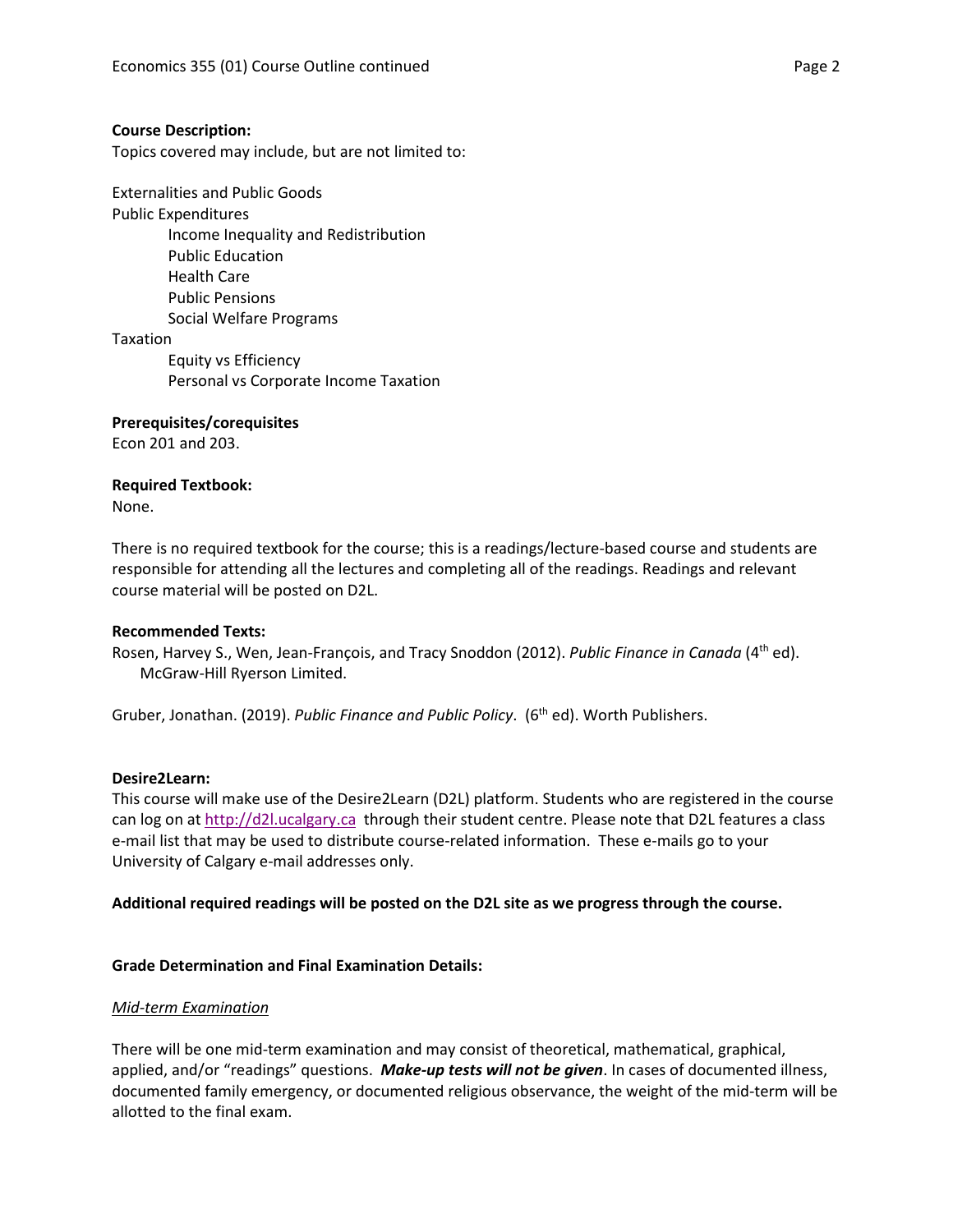**Course Description:**
Topics covered may include, but are not limited to:

Externalities and Public Goods
Public Expenditures
- Income Inequality and Redistribution
- Public Education
- Health Care
- Public Pensions
- Social Welfare Programs

Taxation
- Equity vs Efficiency
- Personal vs Corporate Income Taxation

**Prerequisites/corequisites**
Econ 201 and 203.

**Required Textbook:**
None.

There is no required textbook for the course; this is a readings/lecture-based course and students are responsible for attending all the lectures and completing all of the readings. Readings and relevant course material will be posted on D2L.

**Recommended Texts:**
Rosen, Harvey S., Wen, Jean-François, and Tracy Snoddon (2012). *Public Finance in Canada* (4th ed). McGraw-Hill Ryerson Limited.

Gruber, Jonathan. (2019). *Public Finance and Public Policy*. (6th ed). Worth Publishers.

**Desire2Learn:**
This course will make use of the Desire2Learn (D2L) platform. Students who are registered in the course can log on at http://d2l.ucalgary.ca through their student centre. Please note that D2L features a class e-mail list that may be used to distribute course-related information. These e-mails go to your University of Calgary e-mail addresses only.

**Additional required readings will be posted on the D2L site as we progress through the course.**

**Grade Determination and Final Examination Details:**

_Mid-term Examination_

There will be one mid-term examination and may consist of theoretical, mathematical, graphical, applied, and/or "readings" questions. ***Make-up tests will not be given***. In cases of documented illness, documented family emergency, or documented religious observance, the weight of the mid-term will be allotted to the final exam.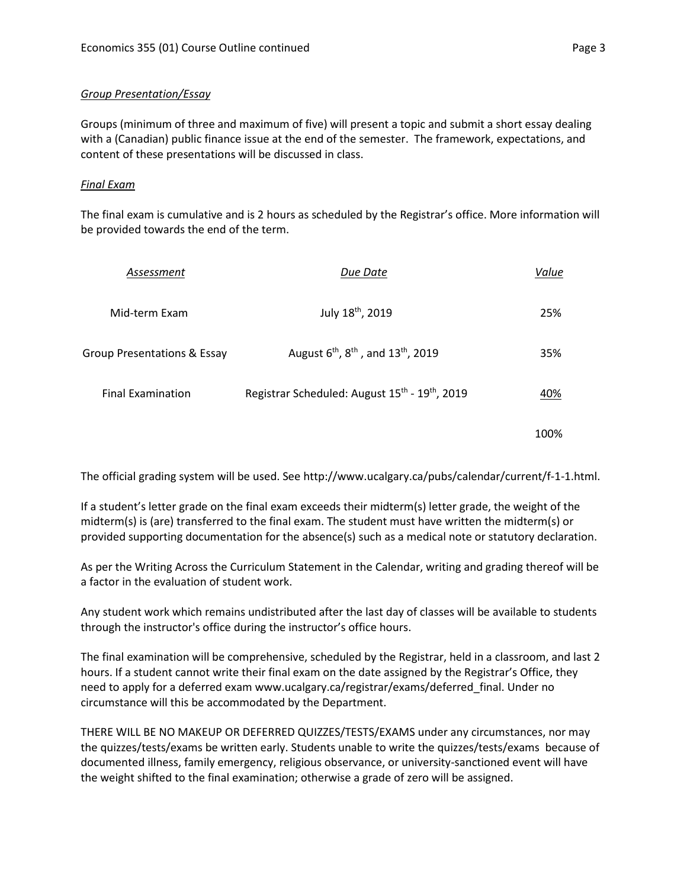*Group Presentation/Essay*

Groups (minimum of three and maximum of five) will present a topic and submit a short essay dealing with a (Canadian) public finance issue at the end of the semester. The framework, expectations, and content of these presentations will be discussed in class.

*Final Exam*

The final exam is cumulative and is 2 hours as scheduled by the Registrar's office. More information will be provided towards the end of the term.

| *Assessment* | *Due Date* | *Value* |
|---|---|---|
| Mid-term Exam | July 18th, 2019 | 25% |
| Group Presentations & Essay | August 6th, 8th, and 13th, 2019 | 35% |
| Final Examination | Registrar Scheduled: August 15th - 19th, 2019 | 40% |
| | | 100% |

The official grading system will be used. See http://www.ucalgary.ca/pubs/calendar/current/f-1-1.html.

If a student's letter grade on the final exam exceeds their midterm(s) letter grade, the weight of the midterm(s) is (are) transferred to the final exam. The student must have written the midterm(s) or provided supporting documentation for the absence(s) such as a medical note or statutory declaration.

As per the Writing Across the Curriculum Statement in the Calendar, writing and grading thereof will be a factor in the evaluation of student work.

Any student work which remains undistributed after the last day of classes will be available to students through the instructor's office during the instructor's office hours.

The final examination will be comprehensive, scheduled by the Registrar, held in a classroom, and last 2 hours. If a student cannot write their final exam on the date assigned by the Registrar's Office, they need to apply for a deferred exam www.ucalgary.ca/registrar/exams/deferred_final. Under no circumstance will this be accommodated by the Department.

THERE WILL BE NO MAKEUP OR DEFERRED QUIZZES/TESTS/EXAMS under any circumstances, nor may the quizzes/tests/exams be written early. Students unable to write the quizzes/tests/exams because of documented illness, family emergency, religious observance, or university-sanctioned event will have the weight shifted to the final examination; otherwise a grade of zero will be assigned.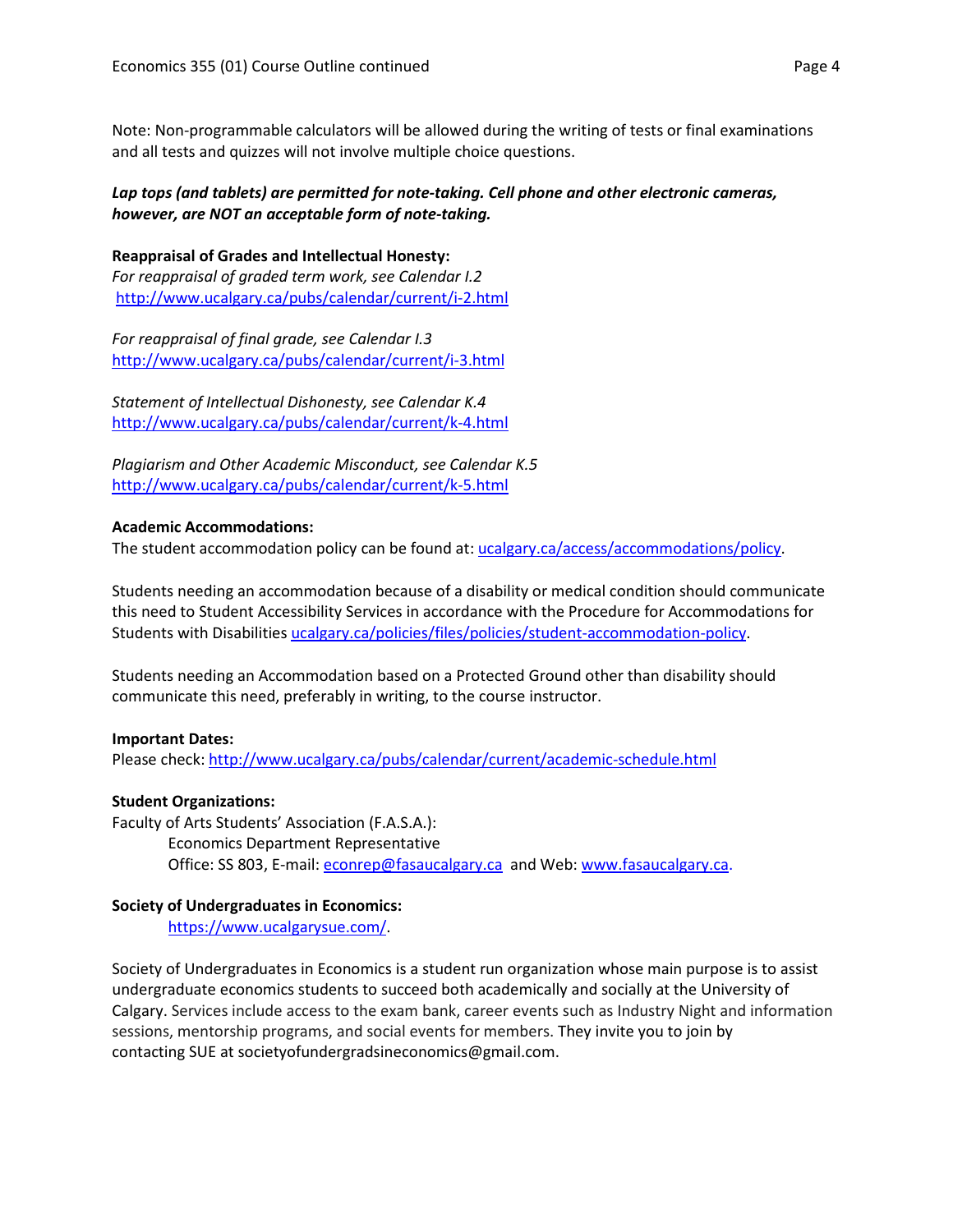Note: Non-programmable calculators will be allowed during the writing of tests or final examinations and all tests and quizzes will not involve multiple choice questions.

***Lap tops (and tablets) are permitted for note-taking. Cell phone and other electronic cameras, however, are NOT an acceptable form of note-taking.***

**Reappraisal of Grades and Intellectual Honesty:**
*For reappraisal of graded term work, see Calendar I.2*
http://www.ucalgary.ca/pubs/calendar/current/i-2.html

*For reappraisal of final grade, see Calendar I.3*
http://www.ucalgary.ca/pubs/calendar/current/i-3.html

*Statement of Intellectual Dishonesty, see Calendar K.4*
http://www.ucalgary.ca/pubs/calendar/current/k-4.html

*Plagiarism and Other Academic Misconduct, see Calendar K.5*
http://www.ucalgary.ca/pubs/calendar/current/k-5.html

**Academic Accommodations:**
The student accommodation policy can be found at: ucalgary.ca/access/accommodations/policy.

Students needing an accommodation because of a disability or medical condition should communicate this need to Student Accessibility Services in accordance with the Procedure for Accommodations for Students with Disabilities ucalgary.ca/policies/files/policies/student-accommodation-policy.

Students needing an Accommodation based on a Protected Ground other than disability should communicate this need, preferably in writing, to the course instructor.

**Important Dates:**
Please check: http://www.ucalgary.ca/pubs/calendar/current/academic-schedule.html

**Student Organizations:**
Faculty of Arts Students' Association (F.A.S.A.):
Economics Department Representative
Office: SS 803, E-mail: econrep@fasaucalgary.ca and Web: www.fasaucalgary.ca.

**Society of Undergraduates in Economics:**
https://www.ucalgarysue.com/.

Society of Undergraduates in Economics is a student run organization whose main purpose is to assist undergraduate economics students to succeed both academically and socially at the University of Calgary. Services include access to the exam bank, career events such as Industry Night and information sessions, mentorship programs, and social events for members. They invite you to join by contacting SUE at societyofundergradsineconomics@gmail.com.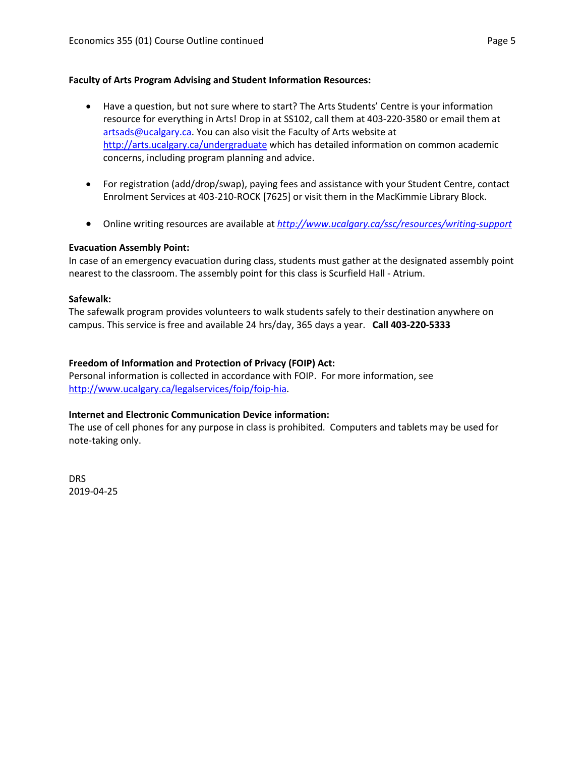**Faculty of Arts Program Advising and Student Information Resources:**

- Have a question, but not sure where to start? The Arts Students' Centre is your information resource for everything in Arts! Drop in at SS102, call them at 403-220-3580 or email them at artsads@ucalgary.ca. You can also visit the Faculty of Arts website at http://arts.ucalgary.ca/undergraduate which has detailed information on common academic concerns, including program planning and advice.

- For registration (add/drop/swap), paying fees and assistance with your Student Centre, contact Enrolment Services at 403-210-ROCK [7625] or visit them in the MacKimmie Library Block.

- Online writing resources are available at *http://www.ucalgary.ca/ssc/resources/writing-support*

**Evacuation Assembly Point:**
In case of an emergency evacuation during class, students must gather at the designated assembly point nearest to the classroom. The assembly point for this class is Scurfield Hall - Atrium.

**Safewalk:**
The safewalk program provides volunteers to walk students safely to their destination anywhere on campus. This service is free and available 24 hrs/day, 365 days a year. **Call 403-220-5333**

**Freedom of Information and Protection of Privacy (FOIP) Act:**
Personal information is collected in accordance with FOIP. For more information, see http://www.ucalgary.ca/legalservices/foip/foip-hia.

**Internet and Electronic Communication Device information:**
The use of cell phones for any purpose in class is prohibited. Computers and tablets may be used for note-taking only.

DRS
2019-04-25